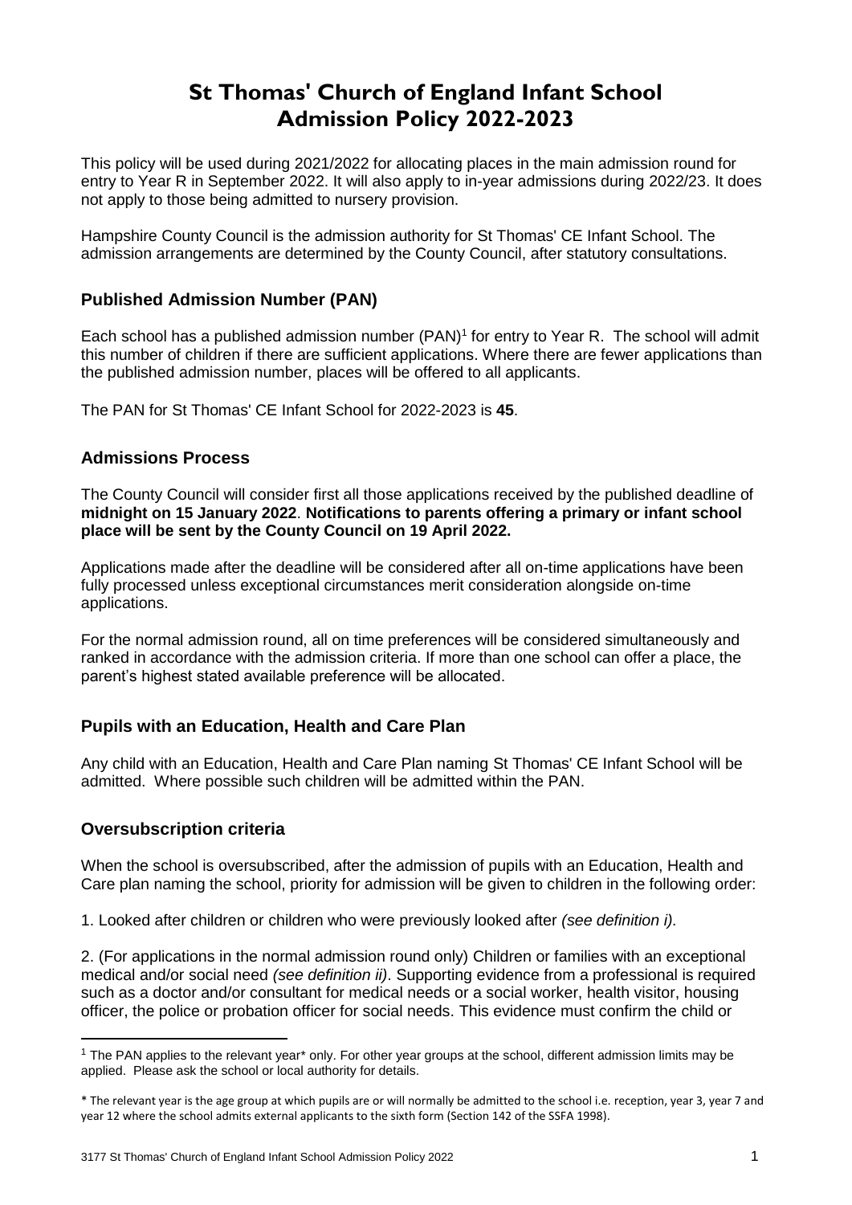# St Thomas' Church of England Infant School Admission Policy 2022-2023

This policy will be used during 2021/2022 for allocating places in the main admission round for entry to Year R in September 2022. It will also apply to in-year admissions during 2022/23. It does not apply to those being admitted to nursery provision.

Hampshire County Council is the admission authority for St Thomas' CE Infant School. The admission arrangements are determined by the County Council, after statutory consultations.

## Published Admission Number (PAN)

Each school has a published admission number (PAN)[1] for entry to Year R. The school will admit this number of children if there are sufficient applications. Where there are fewer applications than the published admission number, places will be offered to all applicants.

The PAN for St Thomas' CE Infant School for 2022-2023 is **45**.

## Admissions Process

The County Council will consider first all those applications received by the published deadline of **midnight on 15 January 2022**. **Notifications to parents offering a primary or infant school place will be sent by the County Council on 19 April 2022.**

Applications made after the deadline will be considered after all on-time applications have been fully processed unless exceptional circumstances merit consideration alongside on-time applications.

For the normal admission round, all on time preferences will be considered simultaneously and ranked in accordance with the admission criteria. If more than one school can offer a place, the parent's highest stated available preference will be allocated.

## Pupils with an Education, Health and Care Plan

Any child with an Education, Health and Care Plan naming St Thomas' CE Infant School will be admitted. Where possible such children will be admitted within the PAN.

## Oversubscription criteria

When the school is oversubscribed, after the admission of pupils with an Education, Health and Care plan naming the school, priority for admission will be given to children in the following order:

1. Looked after children or children who were previously looked after *(see definition i).*

2. (For applications in the normal admission round only) Children or families with an exceptional medical and/or social need *(see definition ii)*. Supporting evidence from a professional is required such as a doctor and/or consultant for medical needs or a social worker, health visitor, housing officer, the police or probation officer for social needs. This evidence must confirm the child or

---

[1] The PAN applies to the relevant year* only. For other year groups at the school, different admission limits may be applied. Please ask the school or local authority for details.

* The relevant year is the age group at which pupils are or will normally be admitted to the school i.e. reception, year 3, year 7 and year 12 where the school admits external applicants to the sixth form (Section 142 of the SSFA 1998).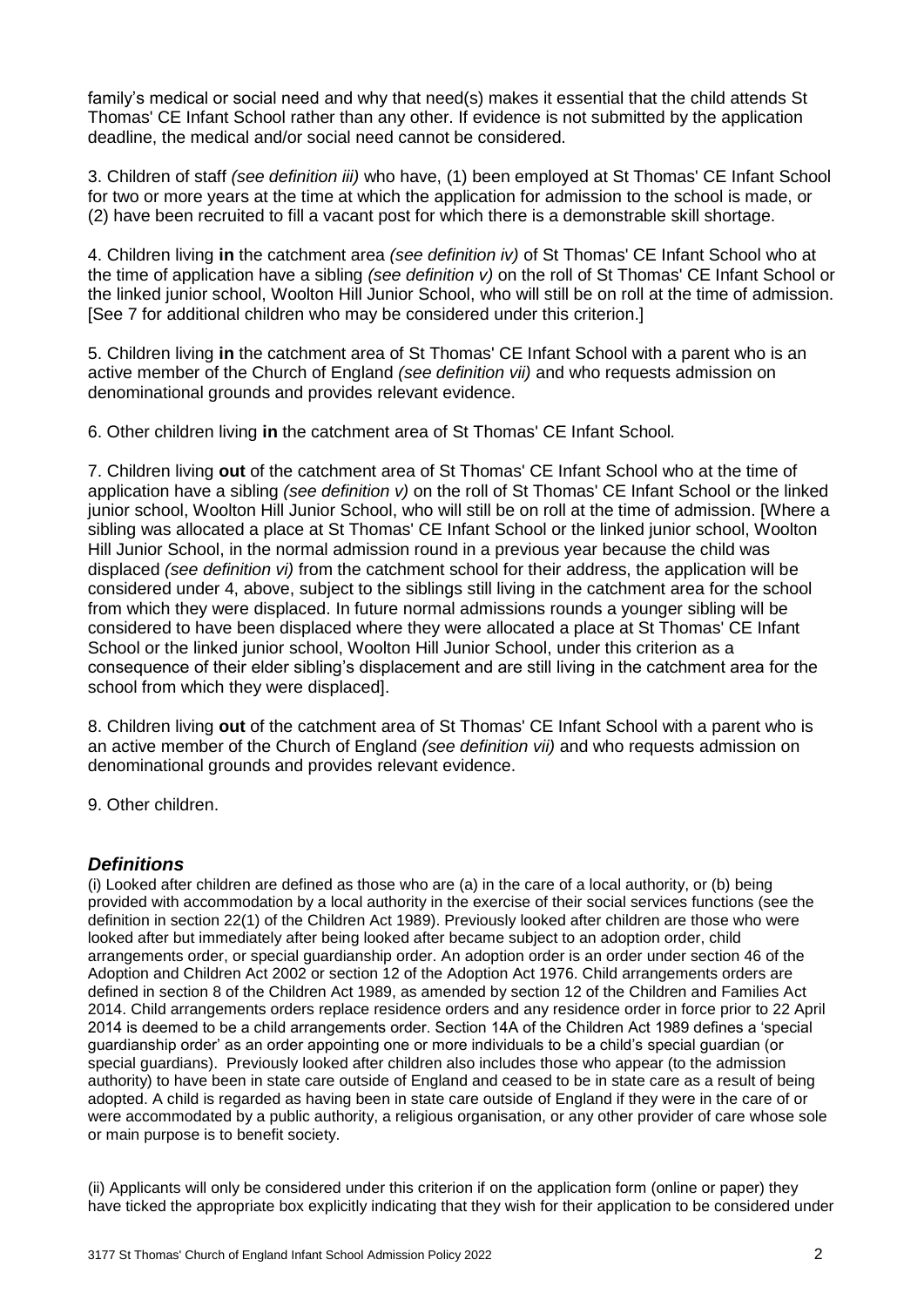family's medical or social need and why that need(s) makes it essential that the child attends St Thomas' CE Infant School rather than any other. If evidence is not submitted by the application deadline, the medical and/or social need cannot be considered.

3. Children of staff *(see definition iii)* who have, (1) been employed at St Thomas' CE Infant School for two or more years at the time at which the application for admission to the school is made, or (2) have been recruited to fill a vacant post for which there is a demonstrable skill shortage.

4. Children living **in** the catchment area *(see definition iv)* of St Thomas' CE Infant School who at the time of application have a sibling *(see definition v)* on the roll of St Thomas' CE Infant School or the linked junior school, Woolton Hill Junior School, who will still be on roll at the time of admission. [See 7 for additional children who may be considered under this criterion.]

5. Children living **in** the catchment area of St Thomas' CE Infant School with a parent who is an active member of the Church of England *(see definition vii)* and who requests admission on denominational grounds and provides relevant evidence.

6. Other children living **in** the catchment area of St Thomas' CE Infant School*.*

7. Children living **out** of the catchment area of St Thomas' CE Infant School who at the time of application have a sibling *(see definition v)* on the roll of St Thomas' CE Infant School or the linked junior school, Woolton Hill Junior School, who will still be on roll at the time of admission. [Where a sibling was allocated a place at St Thomas' CE Infant School or the linked junior school, Woolton Hill Junior School, in the normal admission round in a previous year because the child was displaced *(see definition vi)* from the catchment school for their address, the application will be considered under 4, above, subject to the siblings still living in the catchment area for the school from which they were displaced. In future normal admissions rounds a younger sibling will be considered to have been displaced where they were allocated a place at St Thomas' CE Infant School or the linked junior school, Woolton Hill Junior School, under this criterion as a consequence of their elder sibling's displacement and are still living in the catchment area for the school from which they were displaced].

8. Children living **out** of the catchment area of St Thomas' CE Infant School with a parent who is an active member of the Church of England *(see definition vii)* and who requests admission on denominational grounds and provides relevant evidence.

9. Other children.

## *Definitions*

(i) Looked after children are defined as those who are (a) in the care of a local authority, or (b) being provided with accommodation by a local authority in the exercise of their social services functions (see the definition in section 22(1) of the Children Act 1989). Previously looked after children are those who were looked after but immediately after being looked after became subject to an adoption order, child arrangements order, or special guardianship order. An adoption order is an order under section 46 of the Adoption and Children Act 2002 or section 12 of the Adoption Act 1976. Child arrangements orders are defined in section 8 of the Children Act 1989, as amended by section 12 of the Children and Families Act 2014. Child arrangements orders replace residence orders and any residence order in force prior to 22 April 2014 is deemed to be a child arrangements order. Section 14A of the Children Act 1989 defines a 'special guardianship order' as an order appointing one or more individuals to be a child's special guardian (or special guardians). Previously looked after children also includes those who appear (to the admission authority) to have been in state care outside of England and ceased to be in state care as a result of being adopted. A child is regarded as having been in state care outside of England if they were in the care of or were accommodated by a public authority, a religious organisation, or any other provider of care whose sole or main purpose is to benefit society.

(ii) Applicants will only be considered under this criterion if on the application form (online or paper) they have ticked the appropriate box explicitly indicating that they wish for their application to be considered under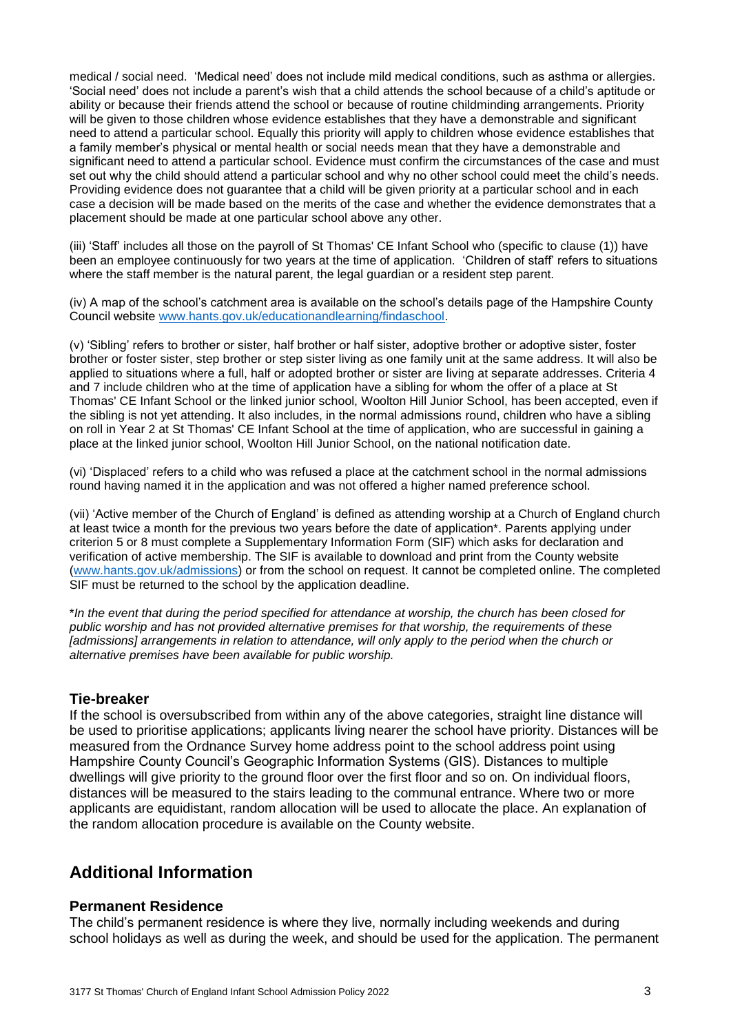medical / social need. 'Medical need' does not include mild medical conditions, such as asthma or allergies. 'Social need' does not include a parent's wish that a child attends the school because of a child's aptitude or ability or because their friends attend the school or because of routine childminding arrangements. Priority will be given to those children whose evidence establishes that they have a demonstrable and significant need to attend a particular school. Equally this priority will apply to children whose evidence establishes that a family member's physical or mental health or social needs mean that they have a demonstrable and significant need to attend a particular school. Evidence must confirm the circumstances of the case and must set out why the child should attend a particular school and why no other school could meet the child's needs. Providing evidence does not guarantee that a child will be given priority at a particular school and in each case a decision will be made based on the merits of the case and whether the evidence demonstrates that a placement should be made at one particular school above any other.

(iii) 'Staff' includes all those on the payroll of St Thomas' CE Infant School who (specific to clause (1)) have been an employee continuously for two years at the time of application. 'Children of staff' refers to situations where the staff member is the natural parent, the legal guardian or a resident step parent.

(iv) A map of the school's catchment area is available on the school's details page of the Hampshire County Council website [www.hants.gov.uk/educationandlearning/findaschool](www.hants.gov.uk/educationandlearning/findaschool).

(v) 'Sibling' refers to brother or sister, half brother or half sister, adoptive brother or adoptive sister, foster brother or foster sister, step brother or step sister living as one family unit at the same address. It will also be applied to situations where a full, half or adopted brother or sister are living at separate addresses. Criteria 4 and 7 include children who at the time of application have a sibling for whom the offer of a place at St Thomas' CE Infant School or the linked junior school, Woolton Hill Junior School, has been accepted, even if the sibling is not yet attending. It also includes, in the normal admissions round, children who have a sibling on roll in Year 2 at St Thomas' CE Infant School at the time of application, who are successful in gaining a place at the linked junior school, Woolton Hill Junior School, on the national notification date.

(vi) 'Displaced' refers to a child who was refused a place at the catchment school in the normal admissions round having named it in the application and was not offered a higher named preference school.

(vii) 'Active member of the Church of England' is defined as attending worship at a Church of England church at least twice a month for the previous two years before the date of application*. Parents applying under criterion 5 or 8 must complete a Supplementary Information Form (SIF) which asks for declaration and verification of active membership. The SIF is available to download and print from the County website ([www.hants.gov.uk/admissions](www.hants.gov.uk/admissions)) or from the school on request. It cannot be completed online. The completed SIF must be returned to the school by the application deadline.

*\*In the event that during the period specified for attendance at worship, the church has been closed for public worship and has not provided alternative premises for that worship, the requirements of these [admissions] arrangements in relation to attendance, will only apply to the period when the church or alternative premises have been available for public worship.*

### Tie-breaker

If the school is oversubscribed from within any of the above categories, straight line distance will be used to prioritise applications; applicants living nearer the school have priority. Distances will be measured from the Ordnance Survey home address point to the school address point using Hampshire County Council's Geographic Information Systems (GIS). Distances to multiple dwellings will give priority to the ground floor over the first floor and so on. On individual floors, distances will be measured to the stairs leading to the communal entrance. Where two or more applicants are equidistant, random allocation will be used to allocate the place. An explanation of the random allocation procedure is available on the County website.

## Additional Information

### Permanent Residence

The child's permanent residence is where they live, normally including weekends and during school holidays as well as during the week, and should be used for the application. The permanent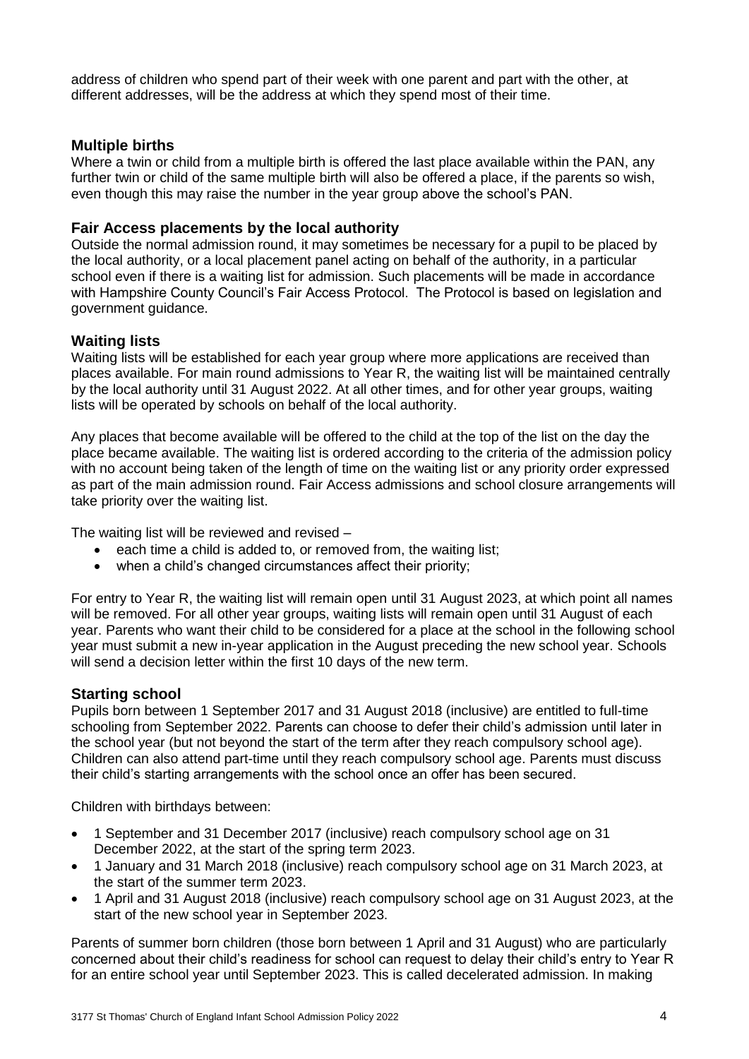address of children who spend part of their week with one parent and part with the other, at different addresses, will be the address at which they spend most of their time.

## Multiple births

Where a twin or child from a multiple birth is offered the last place available within the PAN, any further twin or child of the same multiple birth will also be offered a place, if the parents so wish, even though this may raise the number in the year group above the school's PAN.

## Fair Access placements by the local authority

Outside the normal admission round, it may sometimes be necessary for a pupil to be placed by the local authority, or a local placement panel acting on behalf of the authority, in a particular school even if there is a waiting list for admission. Such placements will be made in accordance with Hampshire County Council's Fair Access Protocol. The Protocol is based on legislation and government guidance.

## Waiting lists

Waiting lists will be established for each year group where more applications are received than places available. For main round admissions to Year R, the waiting list will be maintained centrally by the local authority until 31 August 2022. At all other times, and for other year groups, waiting lists will be operated by schools on behalf of the local authority.

Any places that become available will be offered to the child at the top of the list on the day the place became available. The waiting list is ordered according to the criteria of the admission policy with no account being taken of the length of time on the waiting list or any priority order expressed as part of the main admission round. Fair Access admissions and school closure arrangements will take priority over the waiting list.

The waiting list will be reviewed and revised –

- each time a child is added to, or removed from, the waiting list;
- when a child's changed circumstances affect their priority;

For entry to Year R, the waiting list will remain open until 31 August 2023, at which point all names will be removed. For all other year groups, waiting lists will remain open until 31 August of each year. Parents who want their child to be considered for a place at the school in the following school year must submit a new in-year application in the August preceding the new school year. Schools will send a decision letter within the first 10 days of the new term.

## Starting school

Pupils born between 1 September 2017 and 31 August 2018 (inclusive) are entitled to full-time schooling from September 2022. Parents can choose to defer their child's admission until later in the school year (but not beyond the start of the term after they reach compulsory school age). Children can also attend part-time until they reach compulsory school age. Parents must discuss their child's starting arrangements with the school once an offer has been secured.

Children with birthdays between:

- 1 September and 31 December 2017 (inclusive) reach compulsory school age on 31 December 2022, at the start of the spring term 2023.
- 1 January and 31 March 2018 (inclusive) reach compulsory school age on 31 March 2023, at the start of the summer term 2023.
- 1 April and 31 August 2018 (inclusive) reach compulsory school age on 31 August 2023, at the start of the new school year in September 2023.

Parents of summer born children (those born between 1 April and 31 August) who are particularly concerned about their child's readiness for school can request to delay their child's entry to Year R for an entire school year until September 2023. This is called decelerated admission. In making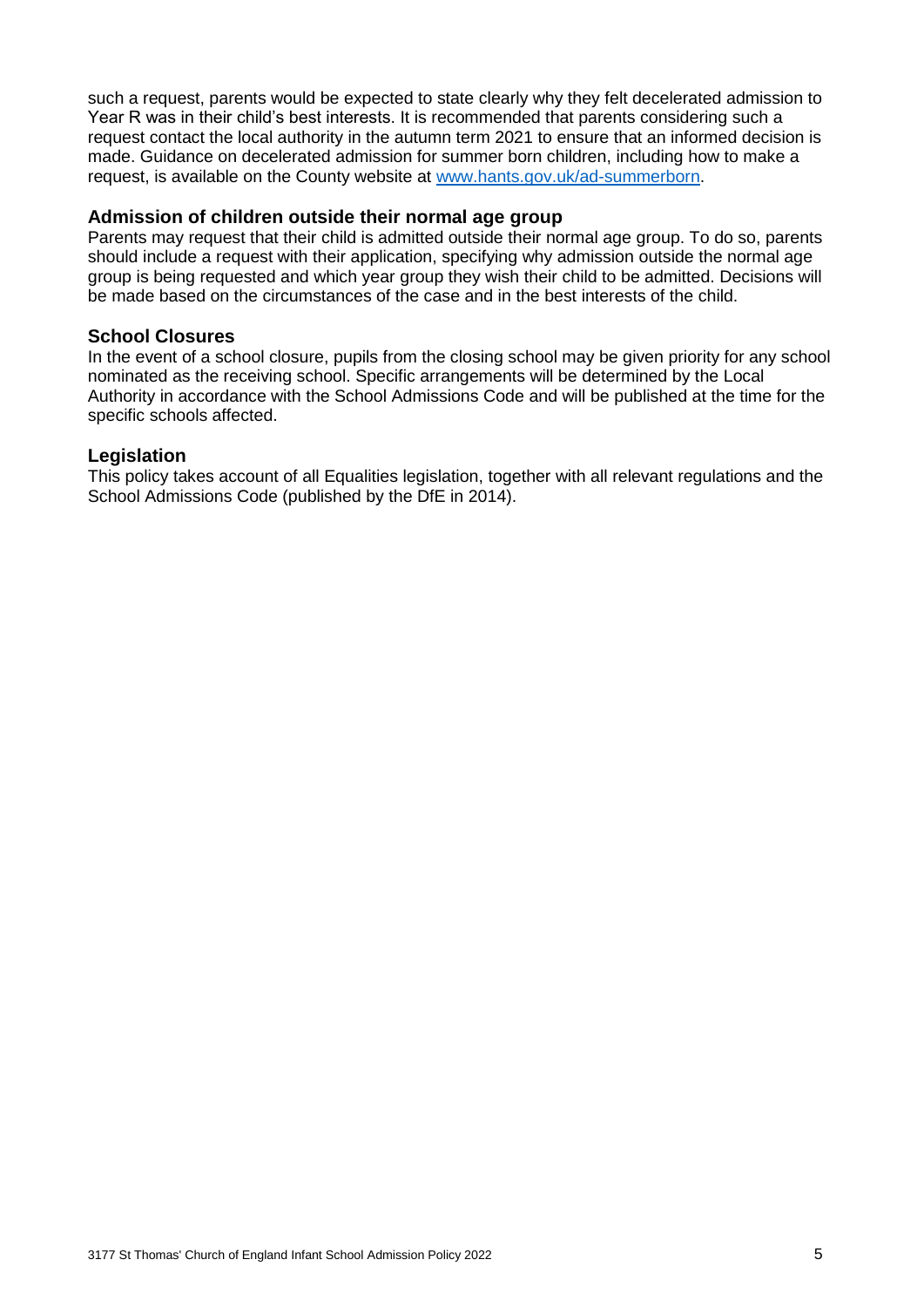such a request, parents would be expected to state clearly why they felt decelerated admission to Year R was in their child's best interests. It is recommended that parents considering such a request contact the local authority in the autumn term 2021 to ensure that an informed decision is made. Guidance on decelerated admission for summer born children, including how to make a request, is available on the County website at [www.hants.gov.uk/ad-summerborn](http://www.hants.gov.uk/ad-summerborn).

### Admission of children outside their normal age group

Parents may request that their child is admitted outside their normal age group. To do so, parents should include a request with their application, specifying why admission outside the normal age group is being requested and which year group they wish their child to be admitted. Decisions will be made based on the circumstances of the case and in the best interests of the child.

### School Closures

In the event of a school closure, pupils from the closing school may be given priority for any school nominated as the receiving school. Specific arrangements will be determined by the Local Authority in accordance with the School Admissions Code and will be published at the time for the specific schools affected.

### Legislation

This policy takes account of all Equalities legislation, together with all relevant regulations and the School Admissions Code (published by the DfE in 2014).